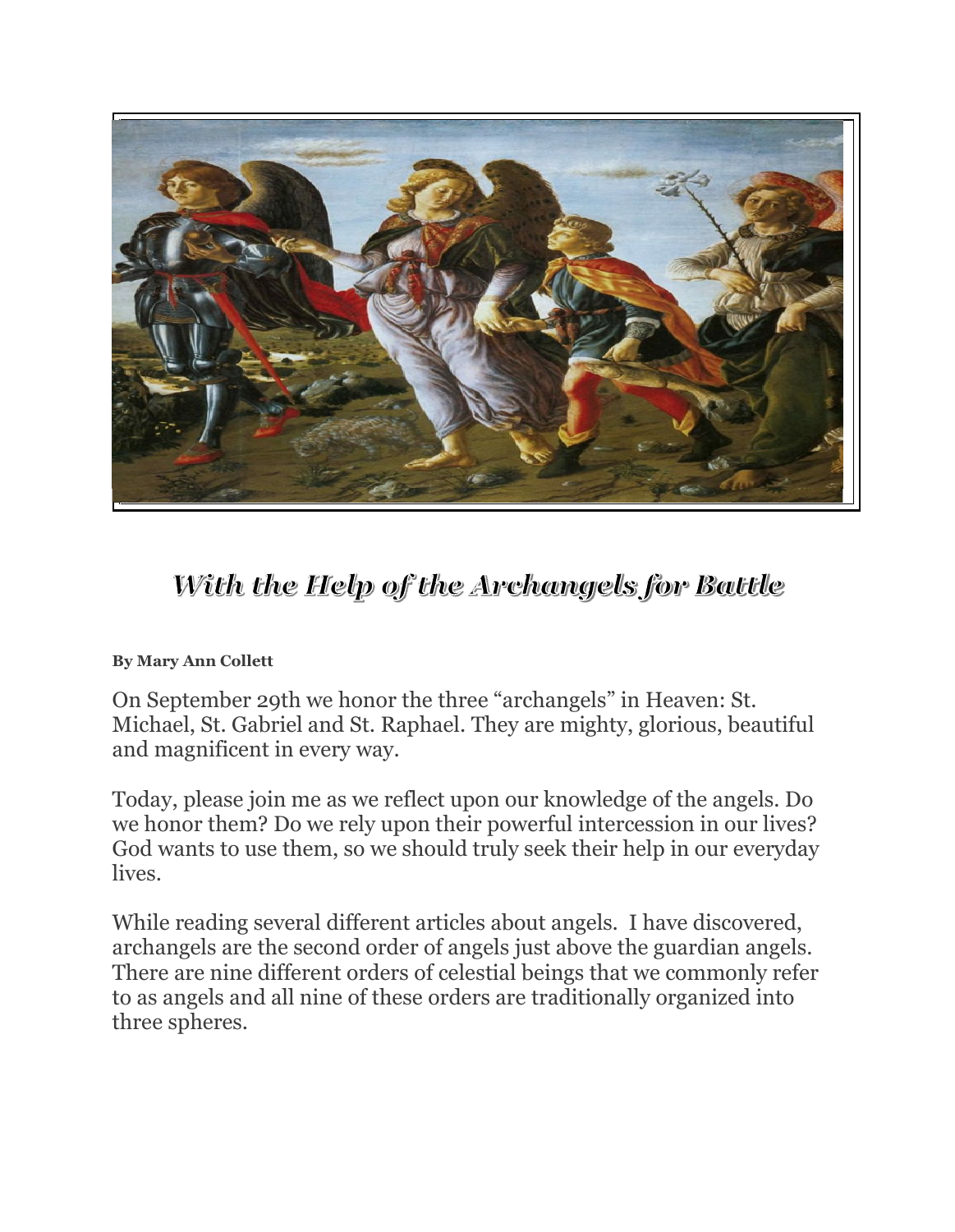# *With the Help of the Archangels for Battle*

**By Mary Ann Collett**

On September 29th we honor the three "archangels" in Heaven: St. Michael, St. Gabriel and St. Raphael. They are mighty, glorious, beautiful and magnificent in every way.

Today, please join me as we reflect upon our knowledge of the angels. Do we honor them? Do we rely upon their powerful intercession in our lives? God wants to use them, so we should truly seek their help in our everyday lives.

While reading several different articles about angels. I have discovered, archangels are the second order of angels just above the guardian angels. There are nine different orders of celestial beings that we commonly refer to as angels and all nine of these orders are traditionally organized into three spheres.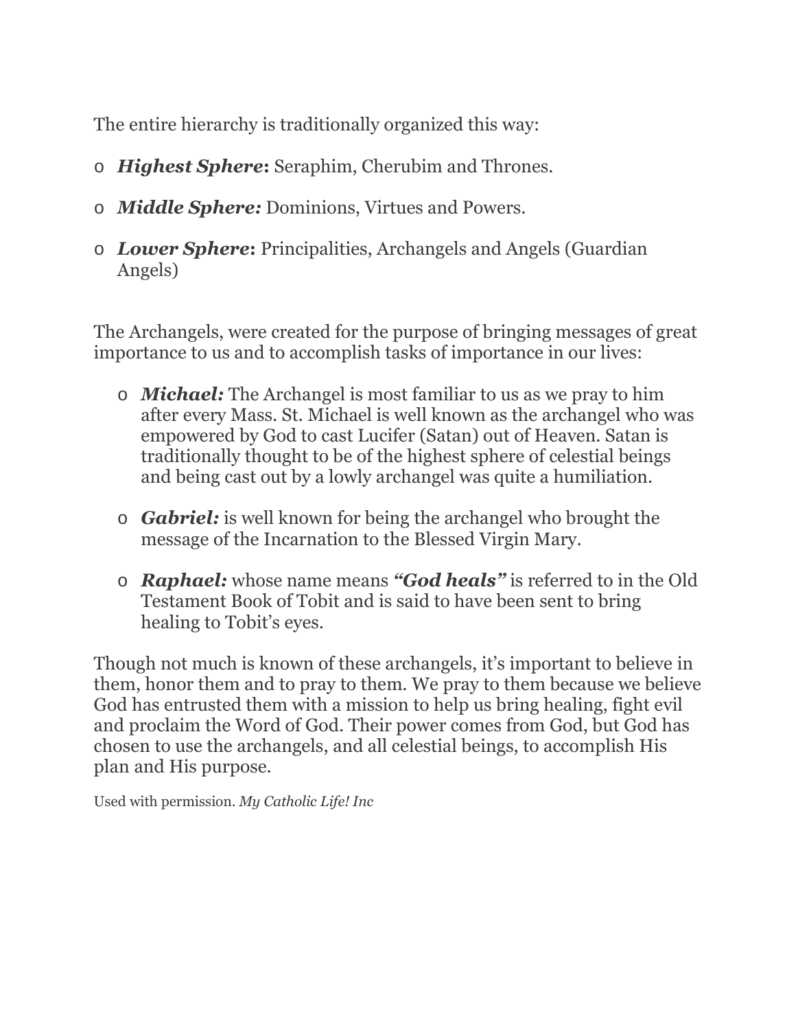The entire hierarchy is traditionally organized this way:

- ***Highest Sphere*:** Seraphim, Cherubim and Thrones.
- ***Middle Sphere:*** Dominions, Virtues and Powers.
- ***Lower Sphere*:** Principalities, Archangels and Angels (Guardian Angels)

The Archangels, were created for the purpose of bringing messages of great importance to us and to accomplish tasks of importance in our lives:

- ***Michael:*** The Archangel is most familiar to us as we pray to him after every Mass. St. Michael is well known as the archangel who was empowered by God to cast Lucifer (Satan) out of Heaven. Satan is traditionally thought to be of the highest sphere of celestial beings and being cast out by a lowly archangel was quite a humiliation.
- ***Gabriel:*** is well known for being the archangel who brought the message of the Incarnation to the Blessed Virgin Mary.
- ***Raphael:*** whose name means ***"God heals"*** is referred to in the Old Testament Book of Tobit and is said to have been sent to bring healing to Tobit's eyes.

Though not much is known of these archangels, it's important to believe in them, honor them and to pray to them. We pray to them because we believe God has entrusted them with a mission to help us bring healing, fight evil and proclaim the Word of God. Their power comes from God, but God has chosen to use the archangels, and all celestial beings, to accomplish His plan and His purpose.

Used with permission. *My Catholic Life! Inc*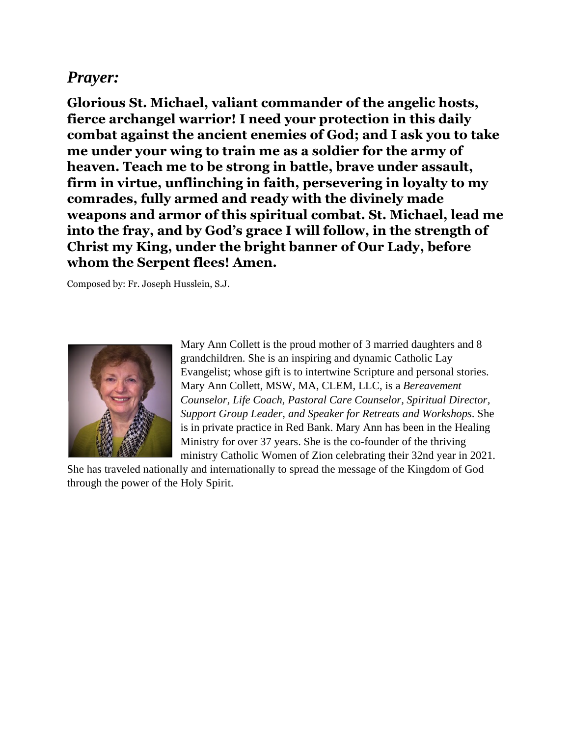## *Prayer:*

**Glorious St. Michael, valiant commander of the angelic hosts, fierce archangel warrior! I need your protection in this daily combat against the ancient enemies of God; and I ask you to take me under your wing to train me as a soldier for the army of heaven. Teach me to be strong in battle, brave under assault, firm in virtue, unflinching in faith, persevering in loyalty to my comrades, fully armed and ready with the divinely made weapons and armor of this spiritual combat. St. Michael, lead me into the fray, and by God's grace I will follow, in the strength of Christ my King, under the bright banner of Our Lady, before whom the Serpent flees! Amen.**

Composed by: Fr. Joseph Husslein, S.J.

Mary Ann Collett is the proud mother of 3 married daughters and 8 grandchildren. She is an inspiring and dynamic Catholic Lay Evangelist; whose gift is to intertwine Scripture and personal stories. Mary Ann Collett, MSW, MA, CLEM, LLC, is a *Bereavement Counselor, Life Coach, Pastoral Care Counselor, Spiritual Director, Support Group Leader, and Speaker for Retreats and Workshops*. She is in private practice in Red Bank. Mary Ann has been in the Healing Ministry for over 37 years. She is the co-founder of the thriving ministry Catholic Women of Zion celebrating their 32nd year in 2021. She has traveled nationally and internationally to spread the message of the Kingdom of God through the power of the Holy Spirit.